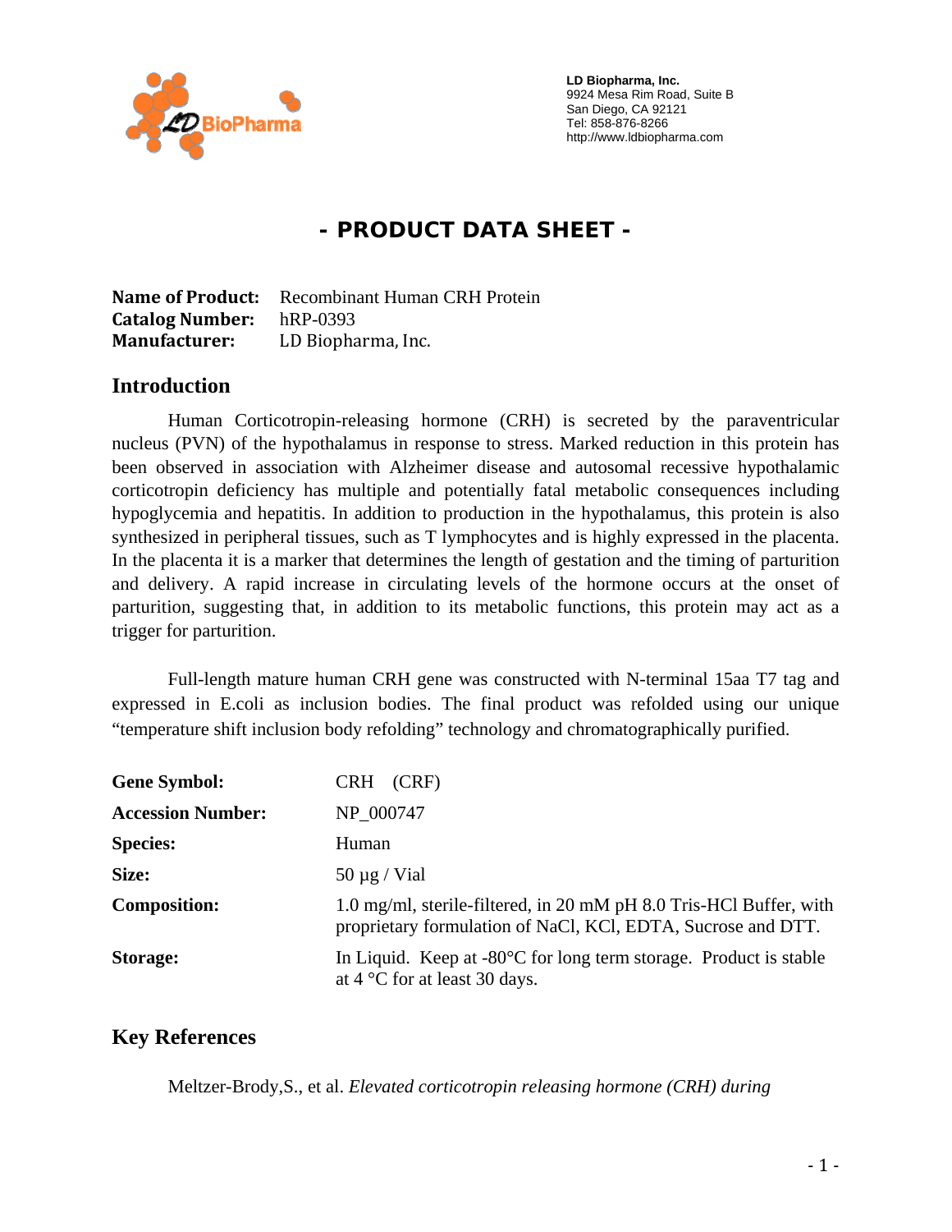**LD Biopharma, Inc.**
9924 Mesa Rim Road, Suite B
San Diego, CA 92121
Tel: 858-876-8266
http://www.ldbiopharma.com

# - PRODUCT DATA SHEET -

**Name of Product:** Recombinant Human CRH Protein
**Catalog Number:** hRP-0393
**Manufacturer:** LD Biopharma, Inc.

## Introduction

Human Corticotropin-releasing hormone (CRH) is secreted by the paraventricular nucleus (PVN) of the hypothalamus in response to stress. Marked reduction in this protein has been observed in association with Alzheimer disease and autosomal recessive hypothalamic corticotropin deficiency has multiple and potentially fatal metabolic consequences including hypoglycemia and hepatitis. In addition to production in the hypothalamus, this protein is also synthesized in peripheral tissues, such as T lymphocytes and is highly expressed in the placenta. In the placenta it is a marker that determines the length of gestation and the timing of parturition and delivery. A rapid increase in circulating levels of the hormone occurs at the onset of parturition, suggesting that, in addition to its metabolic functions, this protein may act as a trigger for parturition.

Full-length mature human CRH gene was constructed with N-terminal 15aa T7 tag and expressed in E.coli as inclusion bodies. The final product was refolded using our unique "temperature shift inclusion body refolding" technology and chromatographically purified.

| | |
|---|---|
| **Gene Symbol:** | CRH (CRF) |
| **Accession Number:** | NP_000747 |
| **Species:** | Human |
| **Size:** | 50 µg / Vial |
| **Composition:** | 1.0 mg/ml, sterile-filtered, in 20 mM pH 8.0 Tris-HCl Buffer, with proprietary formulation of NaCl, KCl, EDTA, Sucrose and DTT. |
| **Storage:** | In Liquid. Keep at -80°C for long term storage. Product is stable at 4 °C for at least 30 days. |

## Key References

Meltzer-Brody,S., et al. *Elevated corticotropin releasing hormone (CRH) during*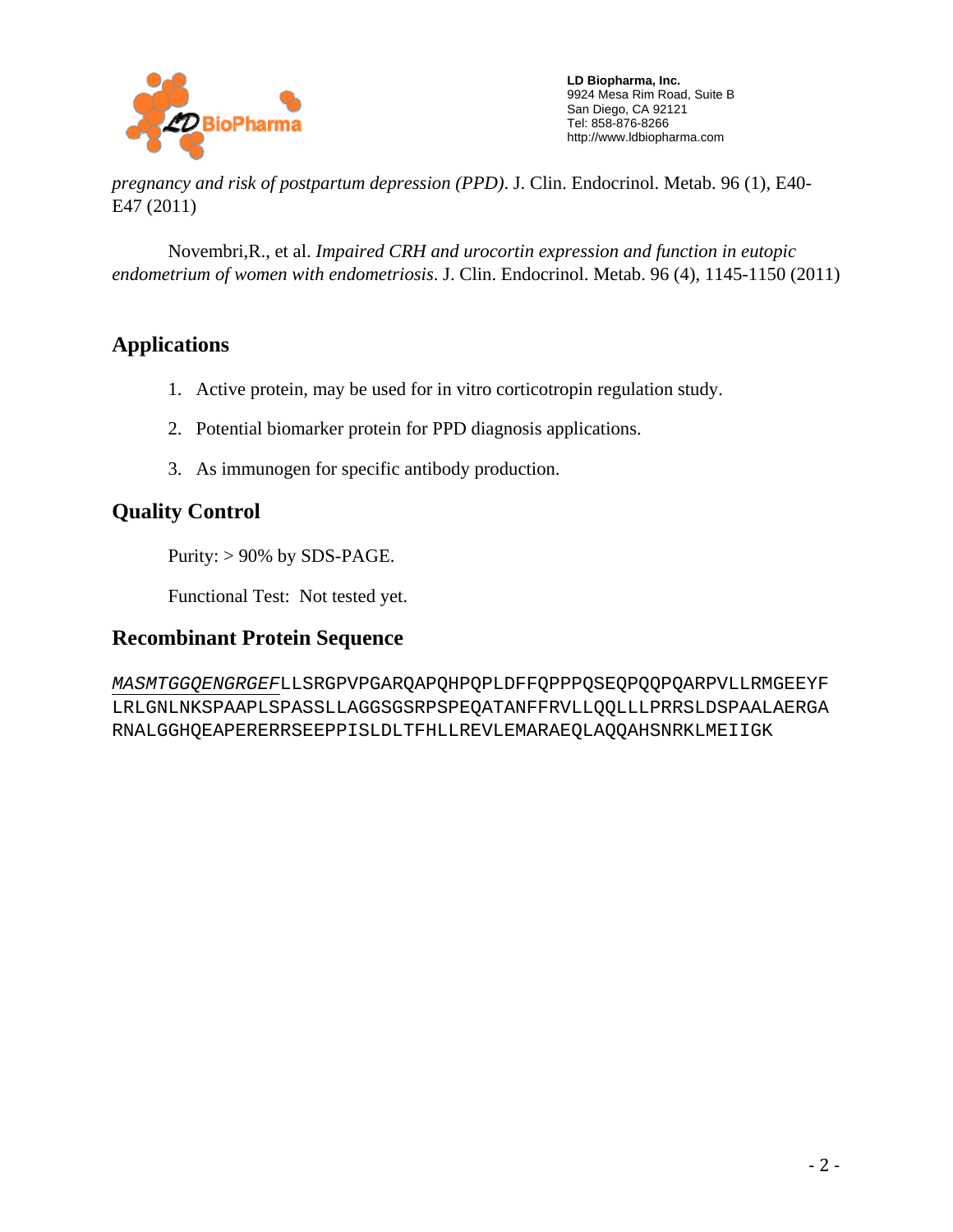*pregnancy and risk of postpartum depression (PPD)*. J. Clin. Endocrinol. Metab. 96 (1), E40-E47 (2011)

Novembri,R., et al. *Impaired CRH and urocortin expression and function in eutopic endometrium of women with endometriosis*. J. Clin. Endocrinol. Metab. 96 (4), 1145-1150 (2011)

## Applications

1. Active protein, may be used for in vitro corticotropin regulation study.
2. Potential biomarker protein for PPD diagnosis applications.
3. As immunogen for specific antibody production.

## Quality Control

Purity: > 90% by SDS-PAGE.

Functional Test: Not tested yet.

## Recombinant Protein Sequence

```
MASMTGGQENGRGEFLLSRGPVPGARQAPQHPQPLDFFQPPPQSEQPQQPQARPVLLRMGEEYF
LRLGNLNKSPAAPLSPASSLLAGGSGSRPSPEQATANFFRVLLQQLLLPRRSLDSPAALAERGA
RNALGGHQEAPERERRSEEPPISLDLTFHLLREVLEMARAEQLAQQAHSNRKLMEIIGK
```